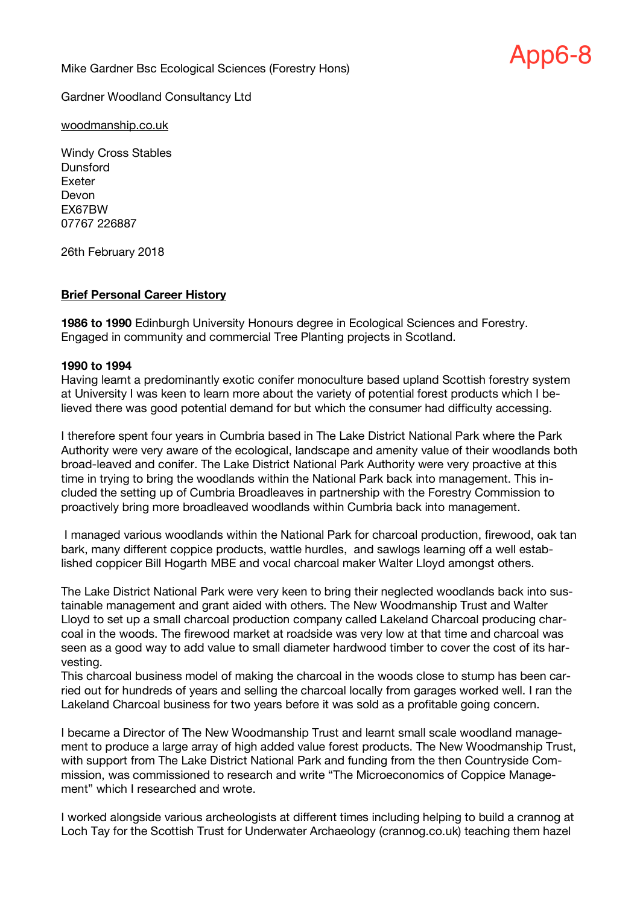App6-8

Mike Gardner Bsc Ecological Sciences (Forestry Hons)

Gardner Woodland Consultancy Ltd

woodmanship.co.uk

Windy Cross Stables
Dunsford
Exeter
Devon
EX67BW
07767 226887

26th February 2018

**Brief Personal Career History**

**1986 to 1990** Edinburgh University Honours degree in Ecological Sciences and Forestry. Engaged in community and commercial Tree Planting projects in Scotland.

**1990 to 1994**
Having learnt a predominantly exotic conifer monoculture based upland Scottish forestry system at University I was keen to learn more about the variety of potential forest products which I believed there was good potential demand for but which the consumer had difficulty accessing.

I therefore spent four years in Cumbria based in The Lake District National Park where the Park Authority were very aware of the ecological, landscape and amenity value of their woodlands both broad-leaved and conifer. The Lake District National Park Authority were very proactive at this time in trying to bring the woodlands within the National Park back into management. This included the setting up of Cumbria Broadleaves in partnership with the Forestry Commission to proactively bring more broadleaved woodlands within Cumbria back into management.

I managed various woodlands within the National Park for charcoal production, firewood, oak tan bark, many different coppice products, wattle hurdles, and sawlogs learning off a well established coppicer Bill Hogarth MBE and vocal charcoal maker Walter Lloyd amongst others.

The Lake District National Park were very keen to bring their neglected woodlands back into sustainable management and grant aided with others. The New Woodmanship Trust and Walter Lloyd to set up a small charcoal production company called Lakeland Charcoal producing charcoal in the woods. The firewood market at roadside was very low at that time and charcoal was seen as a good way to add value to small diameter hardwood timber to cover the cost of its harvesting.
This charcoal business model of making the charcoal in the woods close to stump has been carried out for hundreds of years and selling the charcoal locally from garages worked well. I ran the Lakeland Charcoal business for two years before it was sold as a profitable going concern.

I became a Director of The New Woodmanship Trust and learnt small scale woodland management to produce a large array of high added value forest products. The New Woodmanship Trust, with support from The Lake District National Park and funding from the then Countryside Commission, was commissioned to research and write "The Microeconomics of Coppice Management" which I researched and wrote.

I worked alongside various archeologists at different times including helping to build a crannog at Loch Tay for the Scottish Trust for Underwater Archaeology (crannog.co.uk) teaching them hazel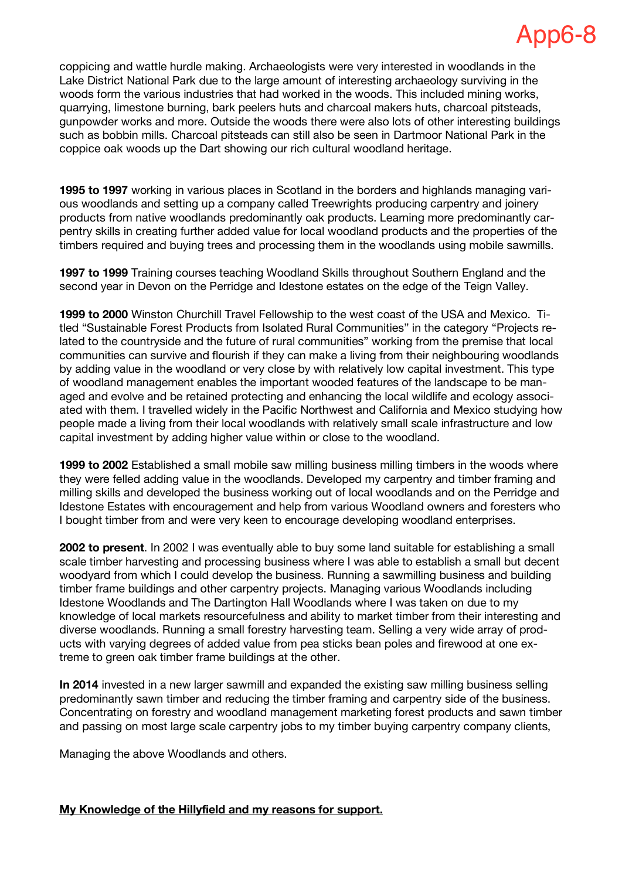coppicing and wattle hurdle making. Archaeologists were very interested in woodlands in the Lake District National Park due to the large amount of interesting archaeology surviving in the woods form the various industries that had worked in the woods. This included mining works, quarrying, limestone burning, bark peelers huts and charcoal makers huts, charcoal pitsteads, gunpowder works and more. Outside the woods there were also lots of other interesting buildings such as bobbin mills. Charcoal pitsteads can still also be seen in Dartmoor National Park in the coppice oak woods up the Dart showing our rich cultural woodland heritage.

**1995 to 1997** working in various places in Scotland in the borders and highlands managing various woodlands and setting up a company called Treewrights producing carpentry and joinery products from native woodlands predominantly oak products. Learning more predominantly carpentry skills in creating further added value for local woodland products and the properties of the timbers required and buying trees and processing them in the woodlands using mobile sawmills.

**1997 to 1999** Training courses teaching Woodland Skills throughout Southern England and the second year in Devon on the Perridge and Idestone estates on the edge of the Teign Valley.

**1999 to 2000** Winston Churchill Travel Fellowship to the west coast of the USA and Mexico. Titled "Sustainable Forest Products from Isolated Rural Communities" in the category "Projects related to the countryside and the future of rural communities" working from the premise that local communities can survive and flourish if they can make a living from their neighbouring woodlands by adding value in the woodland or very close by with relatively low capital investment. This type of woodland management enables the important wooded features of the landscape to be managed and evolve and be retained protecting and enhancing the local wildlife and ecology associated with them. I travelled widely in the Pacific Northwest and California and Mexico studying how people made a living from their local woodlands with relatively small scale infrastructure and low capital investment by adding higher value within or close to the woodland.

**1999 to 2002** Established a small mobile saw milling business milling timbers in the woods where they were felled adding value in the woodlands. Developed my carpentry and timber framing and milling skills and developed the business working out of local woodlands and on the Perridge and Idestone Estates with encouragement and help from various Woodland owners and foresters who I bought timber from and were very keen to encourage developing woodland enterprises.

**2002 to present**. In 2002 I was eventually able to buy some land suitable for establishing a small scale timber harvesting and processing business where I was able to establish a small but decent woodyard from which I could develop the business. Running a sawmilling business and building timber frame buildings and other carpentry projects. Managing various Woodlands including Idestone Woodlands and The Dartington Hall Woodlands where I was taken on due to my knowledge of local markets resourcefulness and ability to market timber from their interesting and diverse woodlands. Running a small forestry harvesting team. Selling a very wide array of products with varying degrees of added value from pea sticks bean poles and firewood at one extreme to green oak timber frame buildings at the other.

**In 2014** invested in a new larger sawmill and expanded the existing saw milling business selling predominantly sawn timber and reducing the timber framing and carpentry side of the business. Concentrating on forestry and woodland management marketing forest products and sawn timber and passing on most large scale carpentry jobs to my timber buying carpentry company clients,

Managing the above Woodlands and others.

**<u>My Knowledge of the Hillyfield and my reasons for support.</u>**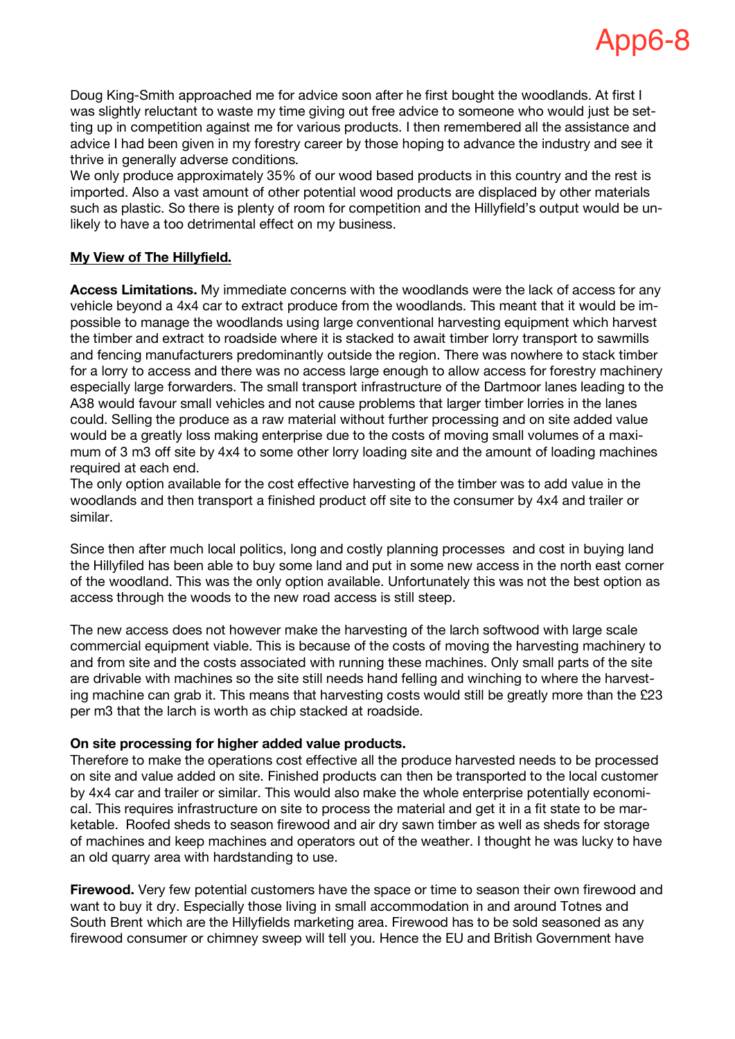App6-8

Doug King-Smith approached me for advice soon after he first bought the woodlands. At first I was slightly reluctant to waste my time giving out free advice to someone who would just be setting up in competition against me for various products. I then remembered all the assistance and advice I had been given in my forestry career by those hoping to advance the industry and see it thrive in generally adverse conditions.
We only produce approximately 35% of our wood based products in this country and the rest is imported. Also a vast amount of other potential wood products are displaced by other materials such as plastic. So there is plenty of room for competition and the Hillyfield's output would be unlikely to have a too detrimental effect on my business.

**<u>My View of The Hillyfield.</u>**

**Access Limitations.** My immediate concerns with the woodlands were the lack of access for any vehicle beyond a 4x4 car to extract produce from the woodlands. This meant that it would be impossible to manage the woodlands using large conventional harvesting equipment which harvest the timber and extract to roadside where it is stacked to await timber lorry transport to sawmills and fencing manufacturers predominantly outside the region. There was nowhere to stack timber for a lorry to access and there was no access large enough to allow access for forestry machinery especially large forwarders. The small transport infrastructure of the Dartmoor lanes leading to the A38 would favour small vehicles and not cause problems that larger timber lorries in the lanes could. Selling the produce as a raw material without further processing and on site added value would be a greatly loss making enterprise due to the costs of moving small volumes of a maximum of 3 m3 off site by 4x4 to some other lorry loading site and the amount of loading machines required at each end.
The only option available for the cost effective harvesting of the timber was to add value in the woodlands and then transport a finished product off site to the consumer by 4x4 and trailer or similar.

Since then after much local politics, long and costly planning processes and cost in buying land the Hillyfiled has been able to buy some land and put in some new access in the north east corner of the woodland. This was the only option available. Unfortunately this was not the best option as access through the woods to the new road access is still steep.

The new access does not however make the harvesting of the larch softwood with large scale commercial equipment viable. This is because of the costs of moving the harvesting machinery to and from site and the costs associated with running these machines. Only small parts of the site are drivable with machines so the site still needs hand felling and winching to where the harvesting machine can grab it. This means that harvesting costs would still be greatly more than the £23 per m3 that the larch is worth as chip stacked at roadside.

**On site processing for higher added value products.**
Therefore to make the operations cost effective all the produce harvested needs to be processed on site and value added on site. Finished products can then be transported to the local customer by 4x4 car and trailer or similar. This would also make the whole enterprise potentially economical. This requires infrastructure on site to process the material and get it in a fit state to be marketable. Roofed sheds to season firewood and air dry sawn timber as well as sheds for storage of machines and keep machines and operators out of the weather. I thought he was lucky to have an old quarry area with hardstanding to use.

**Firewood.** Very few potential customers have the space or time to season their own firewood and want to buy it dry. Especially those living in small accommodation in and around Totnes and South Brent which are the Hillyfields marketing area. Firewood has to be sold seasoned as any firewood consumer or chimney sweep will tell you. Hence the EU and British Government have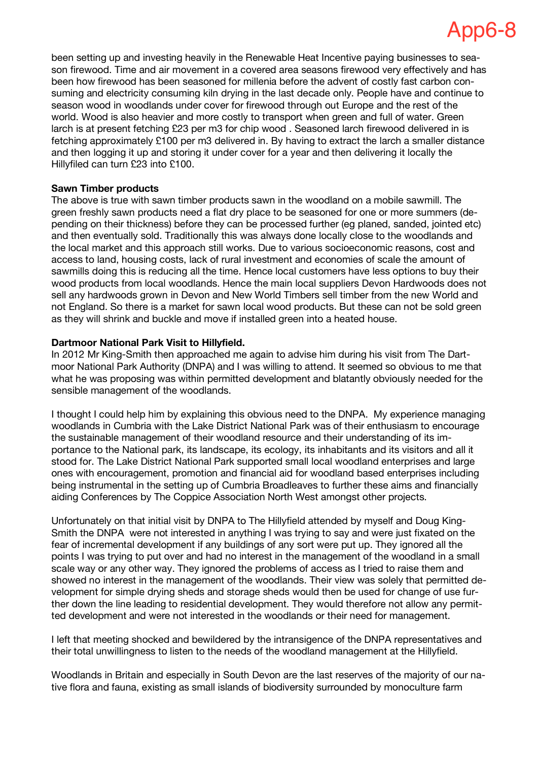been setting up and investing heavily in the Renewable Heat Incentive paying businesses to season firewood. Time and air movement in a covered area seasons firewood very effectively and has been how firewood has been seasoned for millenia before the advent of costly fast carbon consuming and electricity consuming kiln drying in the last decade only. People have and continue to season wood in woodlands under cover for firewood through out Europe and the rest of the world. Wood is also heavier and more costly to transport when green and full of water. Green larch is at present fetching £23 per m3 for chip wood . Seasoned larch firewood delivered in is fetching approximately £100 per m3 delivered in. By having to extract the larch a smaller distance and then logging it up and storing it under cover for a year and then delivering it locally the Hillyfiled can turn £23 into £100.

**Sawn Timber products**

The above is true with sawn timber products sawn in the woodland on a mobile sawmill. The green freshly sawn products need a flat dry place to be seasoned for one or more summers (depending on their thickness) before they can be processed further (eg planed, sanded, jointed etc) and then eventually sold. Traditionally this was always done locally close to the woodlands and the local market and this approach still works. Due to various socioeconomic reasons, cost and access to land, housing costs, lack of rural investment and economies of scale the amount of sawmills doing this is reducing all the time. Hence local customers have less options to buy their wood products from local woodlands. Hence the main local suppliers Devon Hardwoods does not sell any hardwoods grown in Devon and New World Timbers sell timber from the new World and not England. So there is a market for sawn local wood products. But these can not be sold green as they will shrink and buckle and move if installed green into a heated house.

**Dartmoor National Park Visit to Hillyfield.**

In 2012 Mr King-Smith then approached me again to advise him during his visit from The Dartmoor National Park Authority (DNPA) and I was willing to attend. It seemed so obvious to me that what he was proposing was within permitted development and blatantly obviously needed for the sensible management of the woodlands.

I thought I could help him by explaining this obvious need to the DNPA. My experience managing woodlands in Cumbria with the Lake District National Park was of their enthusiasm to encourage the sustainable management of their woodland resource and their understanding of its importance to the National park, its landscape, its ecology, its inhabitants and its visitors and all it stood for. The Lake District National Park supported small local woodland enterprises and large ones with encouragement, promotion and financial aid for woodland based enterprises including being instrumental in the setting up of Cumbria Broadleaves to further these aims and financially aiding Conferences by The Coppice Association North West amongst other projects.

Unfortunately on that initial visit by DNPA to The Hillyfield attended by myself and Doug King-Smith the DNPA were not interested in anything I was trying to say and were just fixated on the fear of incremental development if any buildings of any sort were put up. They ignored all the points I was trying to put over and had no interest in the management of the woodland in a small scale way or any other way. They ignored the problems of access as I tried to raise them and showed no interest in the management of the woodlands. Their view was solely that permitted development for simple drying sheds and storage sheds would then be used for change of use further down the line leading to residential development. They would therefore not allow any permitted development and were not interested in the woodlands or their need for management.

I left that meeting shocked and bewildered by the intransigence of the DNPA representatives and their total unwillingness to listen to the needs of the woodland management at the Hillyfield.

Woodlands in Britain and especially in South Devon are the last reserves of the majority of our native flora and fauna, existing as small islands of biodiversity surrounded by monoculture farm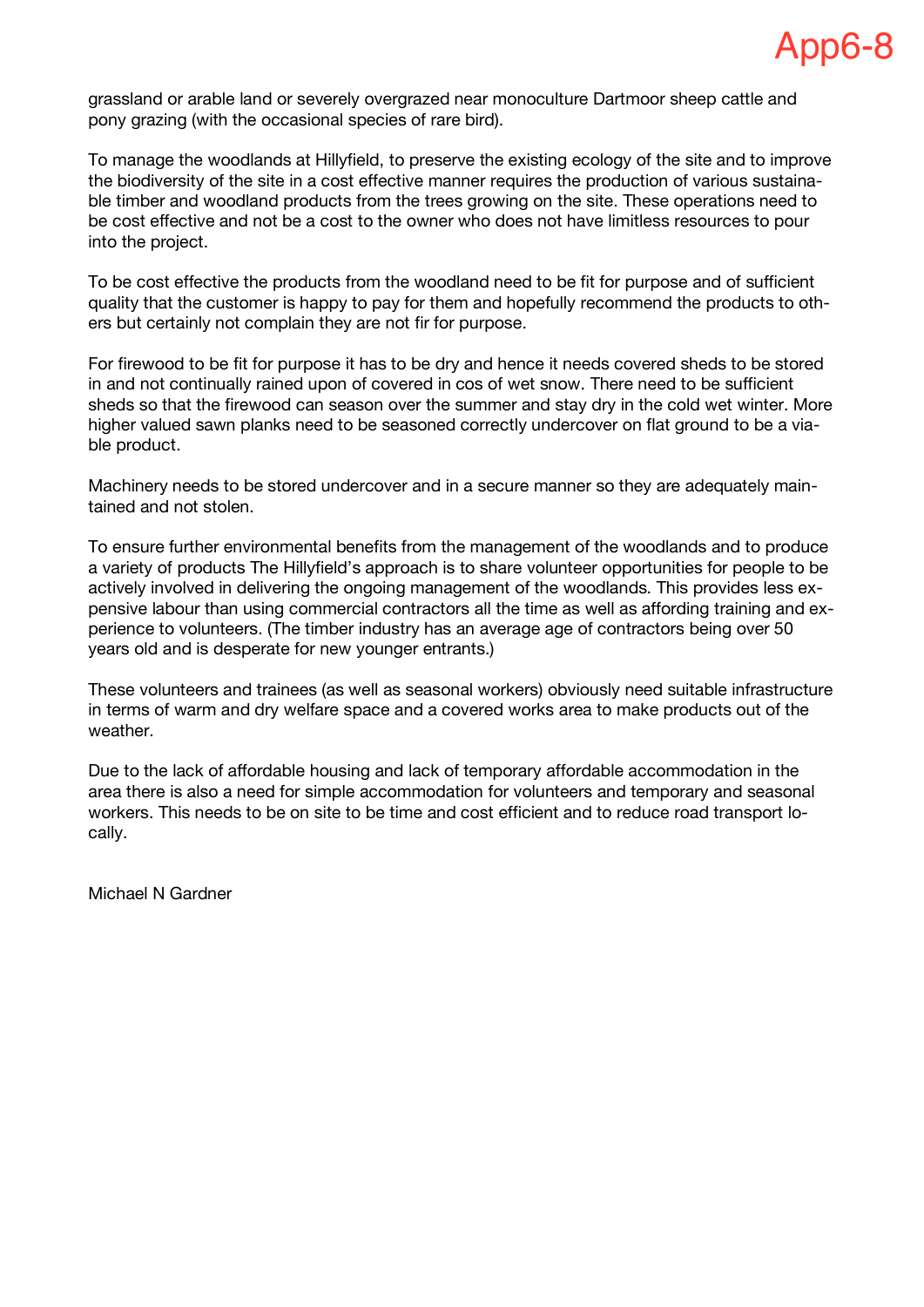grassland or arable land or severely overgrazed near monoculture Dartmoor sheep cattle and pony grazing (with the occasional species of rare bird).

To manage the woodlands at Hillyfield, to preserve the existing ecology of the site and to improve the biodiversity of the site in a cost effective manner requires the production of various sustainable timber and woodland products from the trees growing on the site. These operations need to be cost effective and not be a cost to the owner who does not have limitless resources to pour into the project.

To be cost effective the products from the woodland need to be fit for purpose and of sufficient quality that the customer is happy to pay for them and hopefully recommend the products to others but certainly not complain they are not fir for purpose.

For firewood to be fit for purpose it has to be dry and hence it needs covered sheds to be stored in and not continually rained upon of covered in cos of wet snow. There need to be sufficient sheds so that the firewood can season over the summer and stay dry in the cold wet winter. More higher valued sawn planks need to be seasoned correctly undercover on flat ground to be a viable product.

Machinery needs to be stored undercover and in a secure manner so they are adequately maintained and not stolen.

To ensure further environmental benefits from the management of the woodlands and to produce a variety of products The Hillyfield's approach is to share volunteer opportunities for people to be actively involved in delivering the ongoing management of the woodlands. This provides less expensive labour than using commercial contractors all the time as well as affording training and experience to volunteers. (The timber industry has an average age of contractors being over 50 years old and is desperate for new younger entrants.)

These volunteers and trainees (as well as seasonal workers) obviously need suitable infrastructure in terms of warm and dry welfare space and a covered works area to make products out of the weather.

Due to the lack of affordable housing and lack of temporary affordable accommodation in the area there is also a need for simple accommodation for volunteers and temporary and seasonal workers. This needs to be on site to be time and cost efficient and to reduce road transport locally.

Michael N Gardner